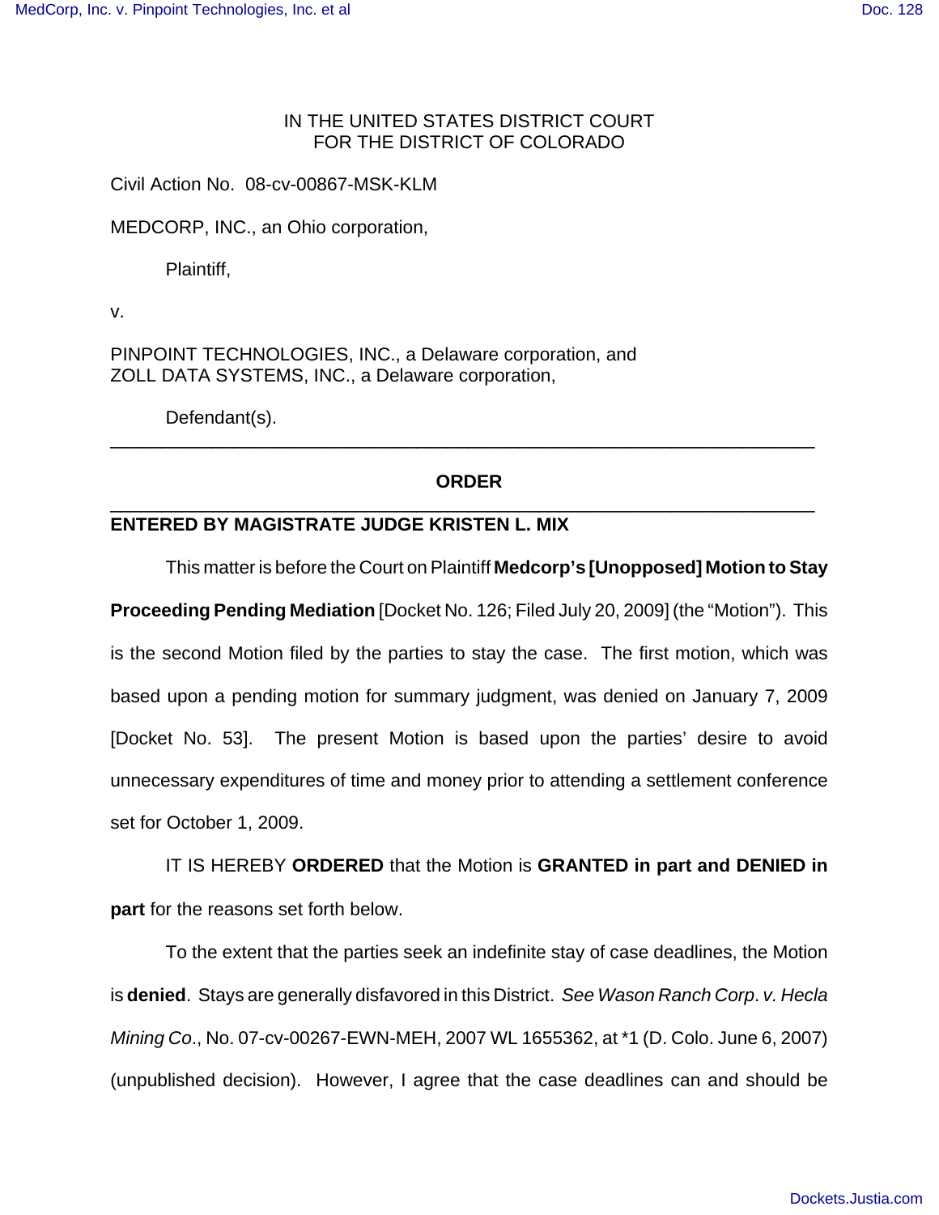IN THE UNITED STATES DISTRICT COURT
FOR THE DISTRICT OF COLORADO

Civil Action No. 08-cv-00867-MSK-KLM

MEDCORP, INC., an Ohio corporation,

Plaintiff,

v.

PINPOINT TECHNOLOGIES, INC., a Delaware corporation, and
ZOLL DATA SYSTEMS, INC., a Delaware corporation,

Defendant(s).

---

## ORDER

---

**ENTERED BY MAGISTRATE JUDGE KRISTEN L. MIX**

This matter is before the Court on Plaintiff **Medcorp's [Unopposed] Motion to Stay Proceeding Pending Mediation** [Docket No. 126; Filed July 20, 2009] (the "Motion"). This is the second Motion filed by the parties to stay the case. The first motion, which was based upon a pending motion for summary judgment, was denied on January 7, 2009 [Docket No. 53]. The present Motion is based upon the parties' desire to avoid unnecessary expenditures of time and money prior to attending a settlement conference set for October 1, 2009.

IT IS HEREBY **ORDERED** that the Motion is **GRANTED in part and DENIED in part** for the reasons set forth below.

To the extent that the parties seek an indefinite stay of case deadlines, the Motion is **denied**. Stays are generally disfavored in this District. *See Wason Ranch Corp. v. Hecla Mining Co.*, No. 07-cv-00267-EWN-MEH, 2007 WL 1655362, at *1 (D. Colo. June 6, 2007) (unpublished decision). However, I agree that the case deadlines can and should be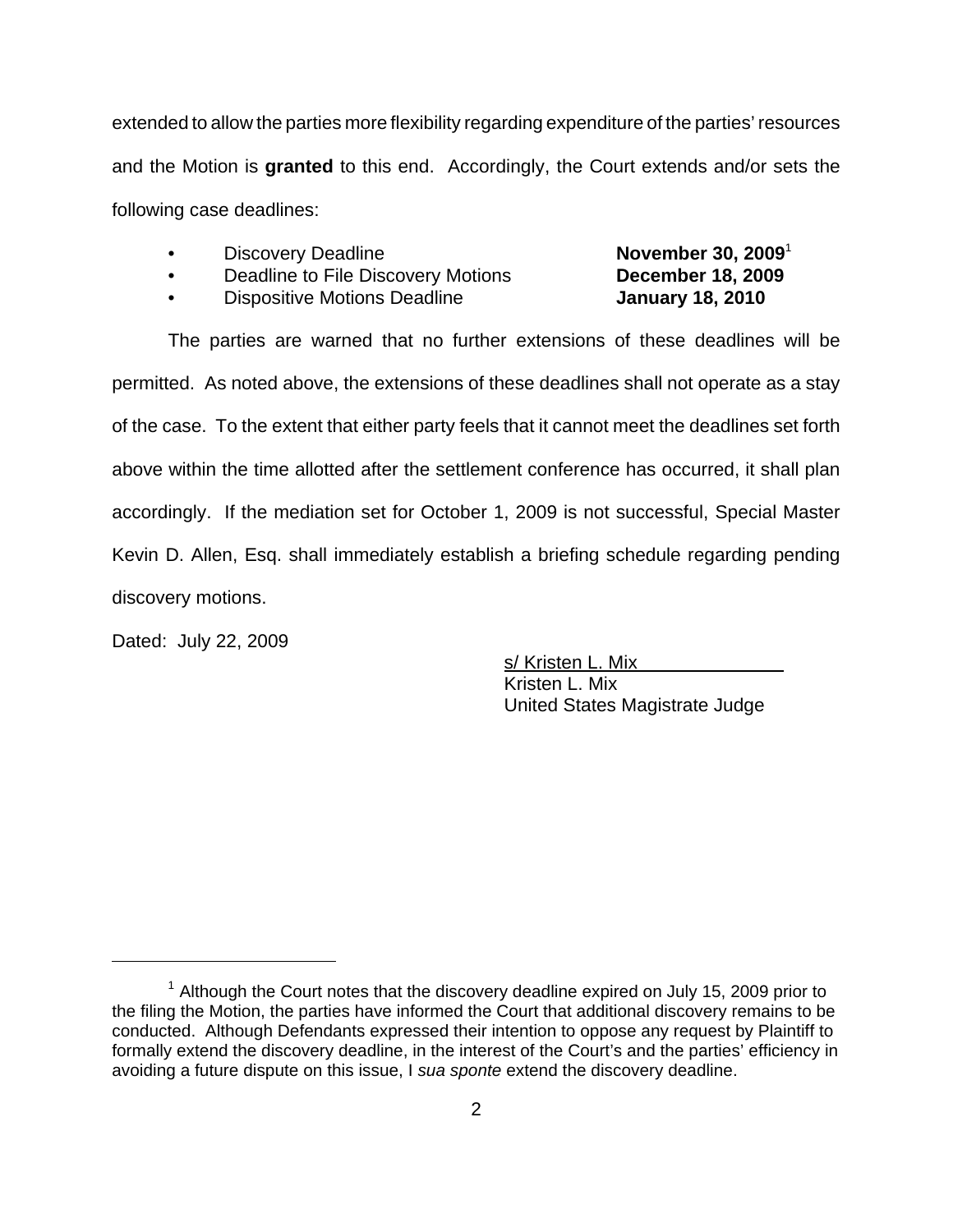extended to allow the parties more flexibility regarding expenditure of the parties' resources and the Motion is **granted** to this end. Accordingly, the Court extends and/or sets the following case deadlines:

- Discovery Deadline **November 30, 2009**[1]
- Deadline to File Discovery Motions **December 18, 2009**
- Dispositive Motions Deadline **January 18, 2010**

The parties are warned that no further extensions of these deadlines will be permitted. As noted above, the extensions of these deadlines shall not operate as a stay of the case. To the extent that either party feels that it cannot meet the deadlines set forth above within the time allotted after the settlement conference has occurred, it shall plan accordingly. If the mediation set for October 1, 2009 is not successful, Special Master Kevin D. Allen, Esq. shall immediately establish a briefing schedule regarding pending discovery motions.

Dated: July 22, 2009

s/ Kristen L. Mix
Kristen L. Mix
United States Magistrate Judge

[1] Although the Court notes that the discovery deadline expired on July 15, 2009 prior to the filing the Motion, the parties have informed the Court that additional discovery remains to be conducted. Although Defendants expressed their intention to oppose any request by Plaintiff to formally extend the discovery deadline, in the interest of the Court's and the parties' efficiency in avoiding a future dispute on this issue, I *sua sponte* extend the discovery deadline.